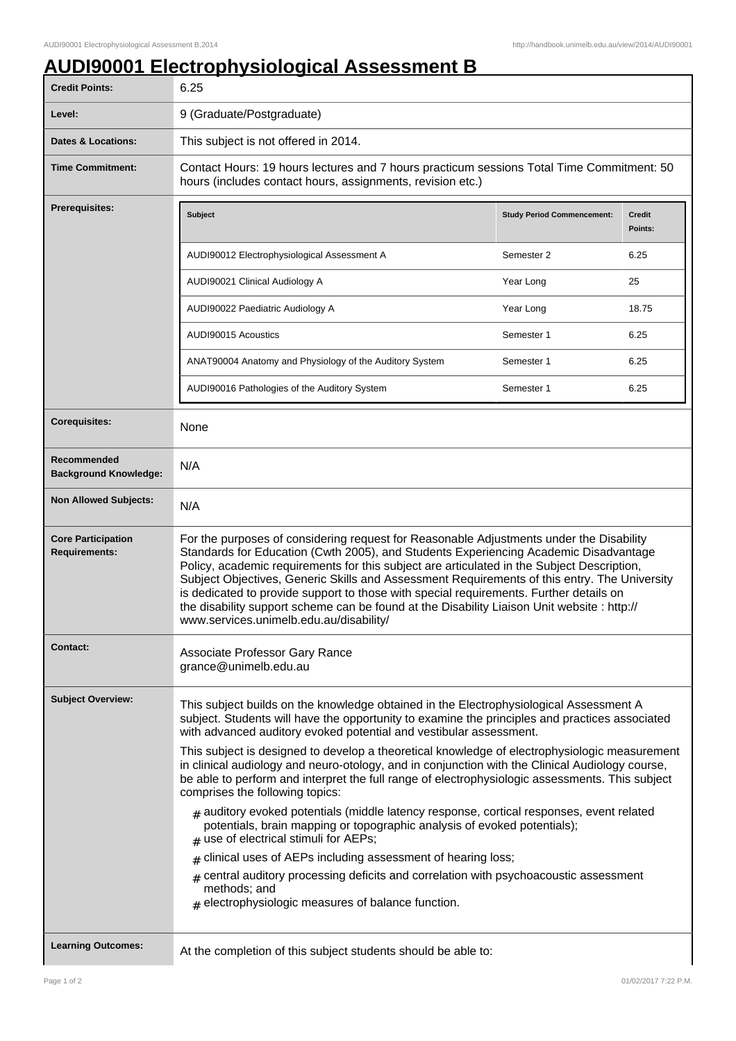# AUDI90001 Electrophysiological Assessment B

| | |
|---|---|
| **Credit Points:** | 6.25 |
| **Level:** | 9 (Graduate/Postgraduate) |
| **Dates & Locations:** | This subject is not offered in 2014. |
| **Time Commitment:** | Contact Hours: 19 hours lectures and 7 hours practicum sessions Total Time Commitment: 50 hours (includes contact hours, assignments, revision etc.) |
| **Prerequisites:** | See table below |
| **Corequisites:** | None |
| **Recommended Background Knowledge:** | N/A |
| **Non Allowed Subjects:** | N/A |
| **Core Participation Requirements:** | For the purposes of considering request for Reasonable Adjustments under the Disability Standards for Education (Cwth 2005), and Students Experiencing Academic Disadvantage Policy, academic requirements for this subject are articulated in the Subject Description, Subject Objectives, Generic Skills and Assessment Requirements of this entry. The University is dedicated to provide support to those with special requirements. Further details on the disability support scheme can be found at the Disability Liaison Unit website : http://www.services.unimelb.edu.au/disability/ |
| **Contact:** | Associate Professor Gary Rance grance@unimelb.edu.au |

**Prerequisites:**

| Subject | Study Period Commencement: | Credit Points: |
|---|---|---|
| AUDI90012 Electrophysiological Assessment A | Semester 2 | 6.25 |
| AUDI90021 Clinical Audiology A | Year Long | 25 |
| AUDI90022 Paediatric Audiology A | Year Long | 18.75 |
| AUDI90015 Acoustics | Semester 1 | 6.25 |
| ANAT90004 Anatomy and Physiology of the Auditory System | Semester 1 | 6.25 |
| AUDI90016 Pathologies of the Auditory System | Semester 1 | 6.25 |

**Subject Overview:**

This subject builds on the knowledge obtained in the Electrophysiological Assessment A subject. Students will have the opportunity to examine the principles and practices associated with advanced auditory evoked potential and vestibular assessment.

This subject is designed to develop a theoretical knowledge of electrophysiologic measurement in clinical audiology and neuro-otology, and in conjunction with the Clinical Audiology course, be able to perform and interpret the full range of electrophysiologic assessments. This subject comprises the following topics:

- auditory evoked potentials (middle latency response, cortical responses, event related potentials, brain mapping or topographic analysis of evoked potentials);
- use of electrical stimuli for AEPs;
- clinical uses of AEPs including assessment of hearing loss;
- central auditory processing deficits and correlation with psychoacoustic assessment methods; and
- electrophysiologic measures of balance function.

**Learning Outcomes:**

At the completion of this subject students should be able to: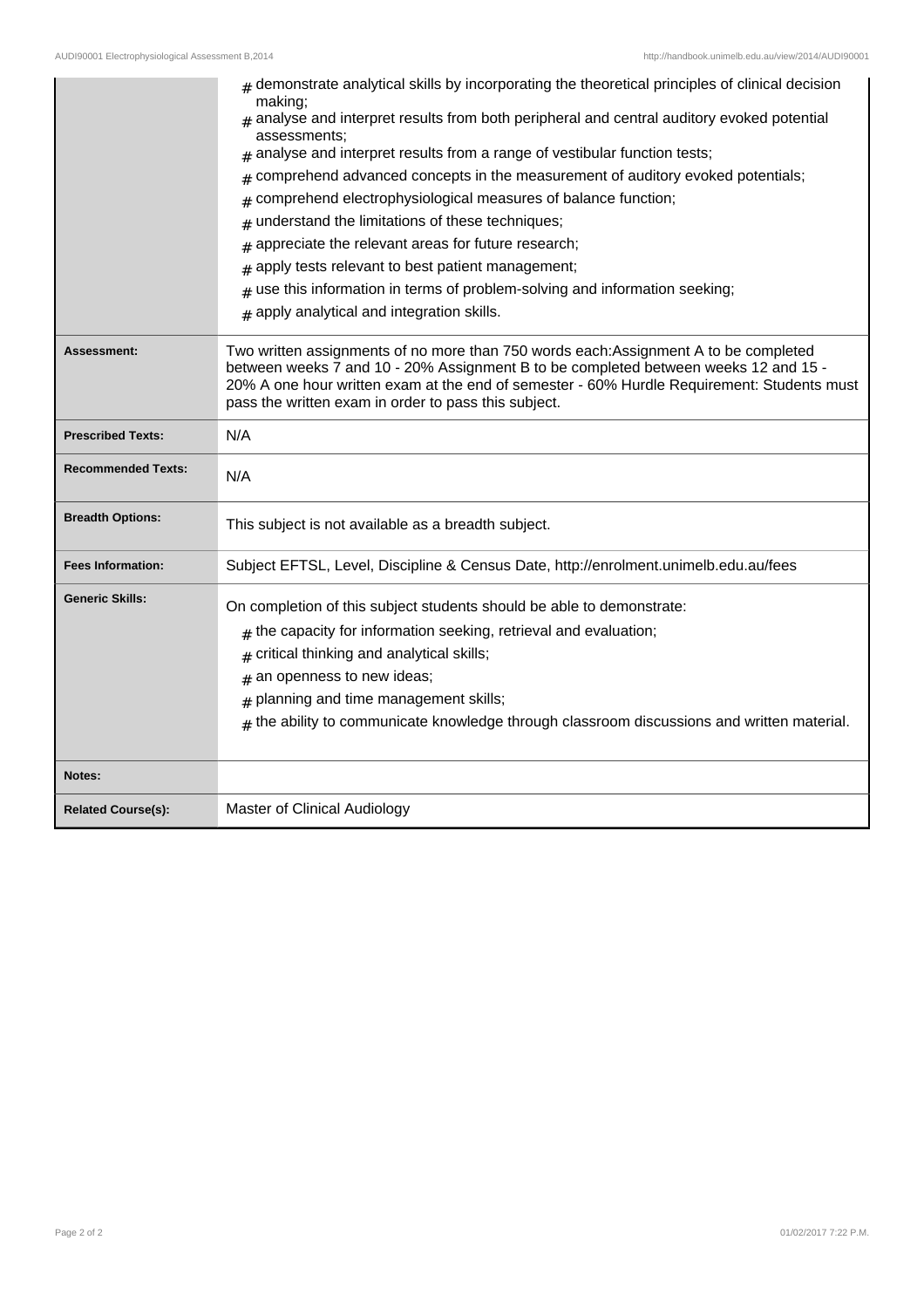| | |
|---|---|
| | # demonstrate analytical skills by incorporating the theoretical principles of clinical decision making;<br># analyse and interpret results from both peripheral and central auditory evoked potential assessments;<br># analyse and interpret results from a range of vestibular function tests;<br># comprehend advanced concepts in the measurement of auditory evoked potentials;<br># comprehend electrophysiological measures of balance function;<br># understand the limitations of these techniques;<br># appreciate the relevant areas for future research;<br># apply tests relevant to best patient management;<br># use this information in terms of problem-solving and information seeking;<br># apply analytical and integration skills. |
| **Assessment:** | Two written assignments of no more than 750 words each:Assignment A to be completed between weeks 7 and 10 - 20% Assignment B to be completed between weeks 12 and 15 - 20% A one hour written exam at the end of semester - 60% Hurdle Requirement: Students must pass the written exam in order to pass this subject. |
| **Prescribed Texts:** | N/A |
| **Recommended Texts:** | N/A |
| **Breadth Options:** | This subject is not available as a breadth subject. |
| **Fees Information:** | Subject EFTSL, Level, Discipline & Census Date, http://enrolment.unimelb.edu.au/fees |
| **Generic Skills:** | On completion of this subject students should be able to demonstrate:<br># the capacity for information seeking, retrieval and evaluation;<br># critical thinking and analytical skills;<br># an openness to new ideas;<br># planning and time management skills;<br># the ability to communicate knowledge through classroom discussions and written material. |
| **Notes:** | |
| **Related Course(s):** | Master of Clinical Audiology |